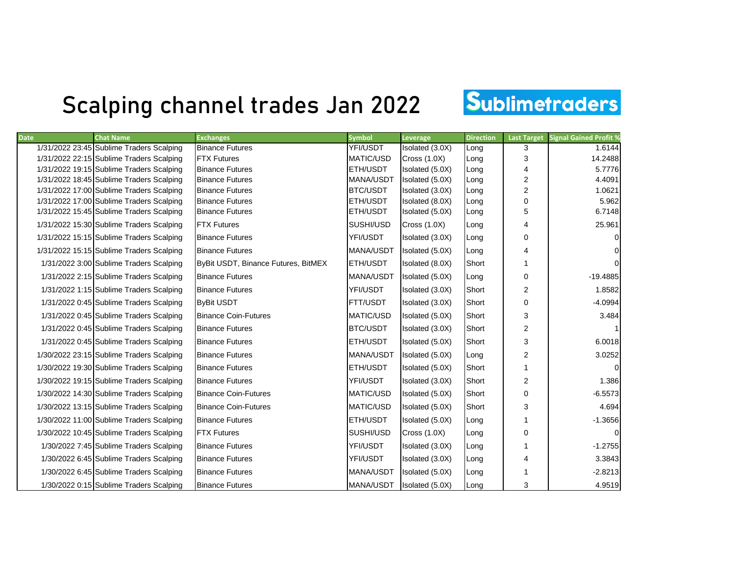# Scalping channel trades Jan 2022

Sublimetraders

| Date | Chat Name | Exchanges | Symbol | Leverage | Direction | Last Target | Signal Gained Profit % |
|---|---|---|---|---|---|---|---|
| 1/31/2022 23:45 | Sublime Traders Scalping | Binance Futures | YFI/USDT | Isolated (3.0X) | Long | 3 | 1.6144 |
| 1/31/2022 22:15 | Sublime Traders Scalping | FTX Futures | MATIC/USD | Cross (1.0X) | Long | 3 | 14.2488 |
| 1/31/2022 19:15 | Sublime Traders Scalping | Binance Futures | ETH/USDT | Isolated (5.0X) | Long | 4 | 5.7776 |
| 1/31/2022 18:45 | Sublime Traders Scalping | Binance Futures | MANA/USDT | Isolated (5.0X) | Long | 2 | 4.4091 |
| 1/31/2022 17:00 | Sublime Traders Scalping | Binance Futures | BTC/USDT | Isolated (3.0X) | Long | 2 | 1.0621 |
| 1/31/2022 17:00 | Sublime Traders Scalping | Binance Futures | ETH/USDT | Isolated (8.0X) | Long | 0 | 5.962 |
| 1/31/2022 15:45 | Sublime Traders Scalping | Binance Futures | ETH/USDT | Isolated (5.0X) | Long | 5 | 6.7148 |
| 1/31/2022 15:30 | Sublime Traders Scalping | FTX Futures | SUSHI/USD | Cross (1.0X) | Long | 4 | 25.961 |
| 1/31/2022 15:15 | Sublime Traders Scalping | Binance Futures | YFI/USDT | Isolated (3.0X) | Long | 0 | 0 |
| 1/31/2022 15:15 | Sublime Traders Scalping | Binance Futures | MANA/USDT | Isolated (5.0X) | Long | 4 | 0 |
| 1/31/2022 3:00 | Sublime Traders Scalping | ByBit USDT, Binance Futures, BitMEX | ETH/USDT | Isolated (8.0X) | Short | 1 | 0 |
| 1/31/2022 2:15 | Sublime Traders Scalping | Binance Futures | MANA/USDT | Isolated (5.0X) | Long | 0 | -19.4885 |
| 1/31/2022 1:15 | Sublime Traders Scalping | Binance Futures | YFI/USDT | Isolated (3.0X) | Short | 2 | 1.8582 |
| 1/31/2022 0:45 | Sublime Traders Scalping | ByBit USDT | FTT/USDT | Isolated (3.0X) | Short | 0 | -4.0994 |
| 1/31/2022 0:45 | Sublime Traders Scalping | Binance Coin-Futures | MATIC/USD | Isolated (5.0X) | Short | 3 | 3.484 |
| 1/31/2022 0:45 | Sublime Traders Scalping | Binance Futures | BTC/USDT | Isolated (3.0X) | Short | 2 | 1 |
| 1/31/2022 0:45 | Sublime Traders Scalping | Binance Futures | ETH/USDT | Isolated (5.0X) | Short | 3 | 6.0018 |
| 1/30/2022 23:15 | Sublime Traders Scalping | Binance Futures | MANA/USDT | Isolated (5.0X) | Long | 2 | 3.0252 |
| 1/30/2022 19:30 | Sublime Traders Scalping | Binance Futures | ETH/USDT | Isolated (5.0X) | Short | 1 | 0 |
| 1/30/2022 19:15 | Sublime Traders Scalping | Binance Futures | YFI/USDT | Isolated (3.0X) | Short | 2 | 1.386 |
| 1/30/2022 14:30 | Sublime Traders Scalping | Binance Coin-Futures | MATIC/USD | Isolated (5.0X) | Short | 0 | -6.5573 |
| 1/30/2022 13:15 | Sublime Traders Scalping | Binance Coin-Futures | MATIC/USD | Isolated (5.0X) | Short | 3 | 4.694 |
| 1/30/2022 11:00 | Sublime Traders Scalping | Binance Futures | ETH/USDT | Isolated (5.0X) | Long | 1 | -1.3656 |
| 1/30/2022 10:45 | Sublime Traders Scalping | FTX Futures | SUSHI/USD | Cross (1.0X) | Long | 0 | 0 |
| 1/30/2022 7:45 | Sublime Traders Scalping | Binance Futures | YFI/USDT | Isolated (3.0X) | Long | 1 | -1.2755 |
| 1/30/2022 6:45 | Sublime Traders Scalping | Binance Futures | YFI/USDT | Isolated (3.0X) | Long | 4 | 3.3843 |
| 1/30/2022 6:45 | Sublime Traders Scalping | Binance Futures | MANA/USDT | Isolated (5.0X) | Long | 1 | -2.8213 |
| 1/30/2022 0:15 | Sublime Traders Scalping | Binance Futures | MANA/USDT | Isolated (5.0X) | Long | 3 | 4.9519 |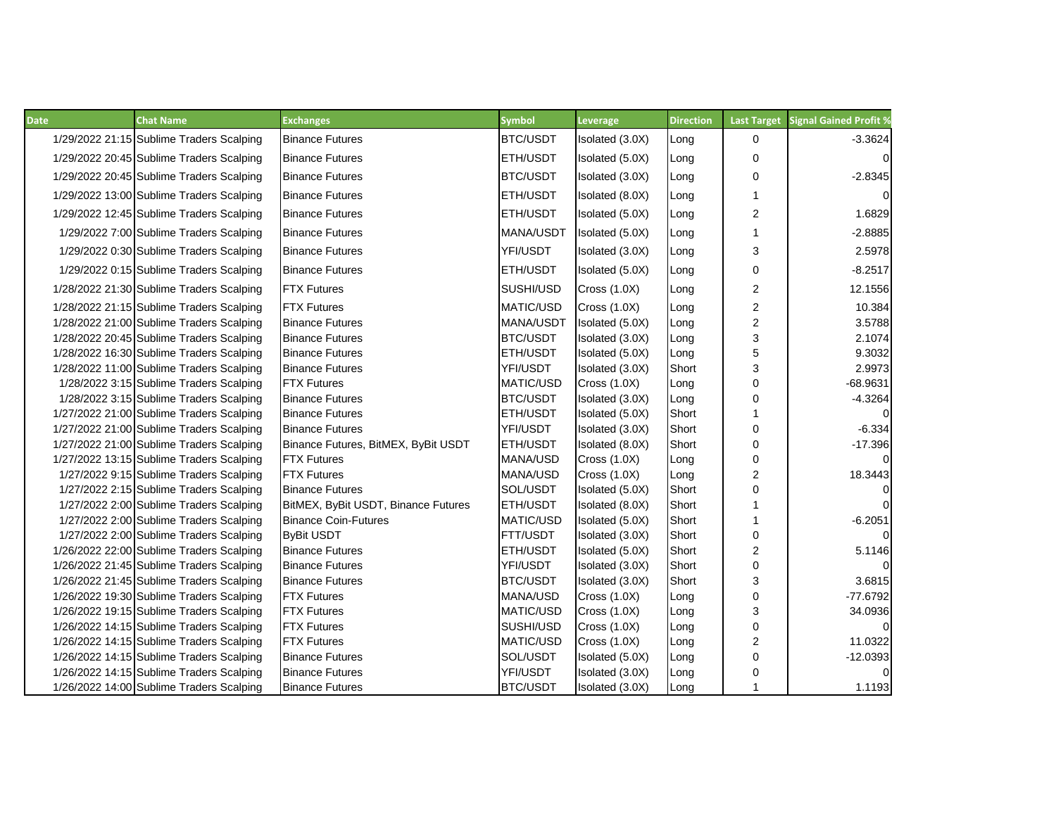| Date | Chat Name | Exchanges | Symbol | Leverage | Direction | Last Target | Signal Gained Profit % |
|---|---|---|---|---|---|---|---|
| 1/29/2022 21:15 | Sublime Traders Scalping | Binance Futures | BTC/USDT | Isolated (3.0X) | Long | 0 | -3.3624 |
| 1/29/2022 20:45 | Sublime Traders Scalping | Binance Futures | ETH/USDT | Isolated (5.0X) | Long | 0 | 0 |
| 1/29/2022 20:45 | Sublime Traders Scalping | Binance Futures | BTC/USDT | Isolated (3.0X) | Long | 0 | -2.8345 |
| 1/29/2022 13:00 | Sublime Traders Scalping | Binance Futures | ETH/USDT | Isolated (8.0X) | Long | 1 | 0 |
| 1/29/2022 12:45 | Sublime Traders Scalping | Binance Futures | ETH/USDT | Isolated (5.0X) | Long | 2 | 1.6829 |
| 1/29/2022 7:00 | Sublime Traders Scalping | Binance Futures | MANA/USDT | Isolated (5.0X) | Long | 1 | -2.8885 |
| 1/29/2022 0:30 | Sublime Traders Scalping | Binance Futures | YFI/USDT | Isolated (3.0X) | Long | 3 | 2.5978 |
| 1/29/2022 0:15 | Sublime Traders Scalping | Binance Futures | ETH/USDT | Isolated (5.0X) | Long | 0 | -8.2517 |
| 1/28/2022 21:30 | Sublime Traders Scalping | FTX Futures | SUSHI/USD | Cross (1.0X) | Long | 2 | 12.1556 |
| 1/28/2022 21:15 | Sublime Traders Scalping | FTX Futures | MATIC/USD | Cross (1.0X) | Long | 2 | 10.384 |
| 1/28/2022 21:00 | Sublime Traders Scalping | Binance Futures | MANA/USDT | Isolated (5.0X) | Long | 2 | 3.5788 |
| 1/28/2022 20:45 | Sublime Traders Scalping | Binance Futures | BTC/USDT | Isolated (3.0X) | Long | 3 | 2.1074 |
| 1/28/2022 16:30 | Sublime Traders Scalping | Binance Futures | ETH/USDT | Isolated (5.0X) | Long | 5 | 9.3032 |
| 1/28/2022 11:00 | Sublime Traders Scalping | Binance Futures | YFI/USDT | Isolated (3.0X) | Short | 3 | 2.9973 |
| 1/28/2022 3:15 | Sublime Traders Scalping | FTX Futures | MATIC/USD | Cross (1.0X) | Long | 0 | -68.9631 |
| 1/28/2022 3:15 | Sublime Traders Scalping | Binance Futures | BTC/USDT | Isolated (3.0X) | Long | 0 | -4.3264 |
| 1/27/2022 21:00 | Sublime Traders Scalping | Binance Futures | ETH/USDT | Isolated (5.0X) | Short | 1 | 0 |
| 1/27/2022 21:00 | Sublime Traders Scalping | Binance Futures | YFI/USDT | Isolated (3.0X) | Short | 0 | -6.334 |
| 1/27/2022 21:00 | Sublime Traders Scalping | Binance Futures, BitMEX, ByBit USDT | ETH/USDT | Isolated (8.0X) | Short | 0 | -17.396 |
| 1/27/2022 13:15 | Sublime Traders Scalping | FTX Futures | MANA/USD | Cross (1.0X) | Long | 0 | 0 |
| 1/27/2022 9:15 | Sublime Traders Scalping | FTX Futures | MANA/USD | Cross (1.0X) | Long | 2 | 18.3443 |
| 1/27/2022 2:15 | Sublime Traders Scalping | Binance Futures | SOL/USDT | Isolated (5.0X) | Short | 0 | 0 |
| 1/27/2022 2:00 | Sublime Traders Scalping | BitMEX, ByBit USDT, Binance Futures | ETH/USDT | Isolated (8.0X) | Short | 1 | 0 |
| 1/27/2022 2:00 | Sublime Traders Scalping | Binance Coin-Futures | MATIC/USD | Isolated (5.0X) | Short | 1 | -6.2051 |
| 1/27/2022 2:00 | Sublime Traders Scalping | ByBit USDT | FTT/USDT | Isolated (3.0X) | Short | 0 | 0 |
| 1/26/2022 22:00 | Sublime Traders Scalping | Binance Futures | ETH/USDT | Isolated (5.0X) | Short | 2 | 5.1146 |
| 1/26/2022 21:45 | Sublime Traders Scalping | Binance Futures | YFI/USDT | Isolated (3.0X) | Short | 0 | 0 |
| 1/26/2022 21:45 | Sublime Traders Scalping | Binance Futures | BTC/USDT | Isolated (3.0X) | Short | 3 | 3.6815 |
| 1/26/2022 19:30 | Sublime Traders Scalping | FTX Futures | MANA/USD | Cross (1.0X) | Long | 0 | -77.6792 |
| 1/26/2022 19:15 | Sublime Traders Scalping | FTX Futures | MATIC/USD | Cross (1.0X) | Long | 3 | 34.0936 |
| 1/26/2022 14:15 | Sublime Traders Scalping | FTX Futures | SUSHI/USD | Cross (1.0X) | Long | 0 | 0 |
| 1/26/2022 14:15 | Sublime Traders Scalping | FTX Futures | MATIC/USD | Cross (1.0X) | Long | 2 | 11.0322 |
| 1/26/2022 14:15 | Sublime Traders Scalping | Binance Futures | SOL/USDT | Isolated (5.0X) | Long | 0 | -12.0393 |
| 1/26/2022 14:15 | Sublime Traders Scalping | Binance Futures | YFI/USDT | Isolated (3.0X) | Long | 0 | 0 |
| 1/26/2022 14:00 | Sublime Traders Scalping | Binance Futures | BTC/USDT | Isolated (3.0X) | Long | 1 | 1.1193 |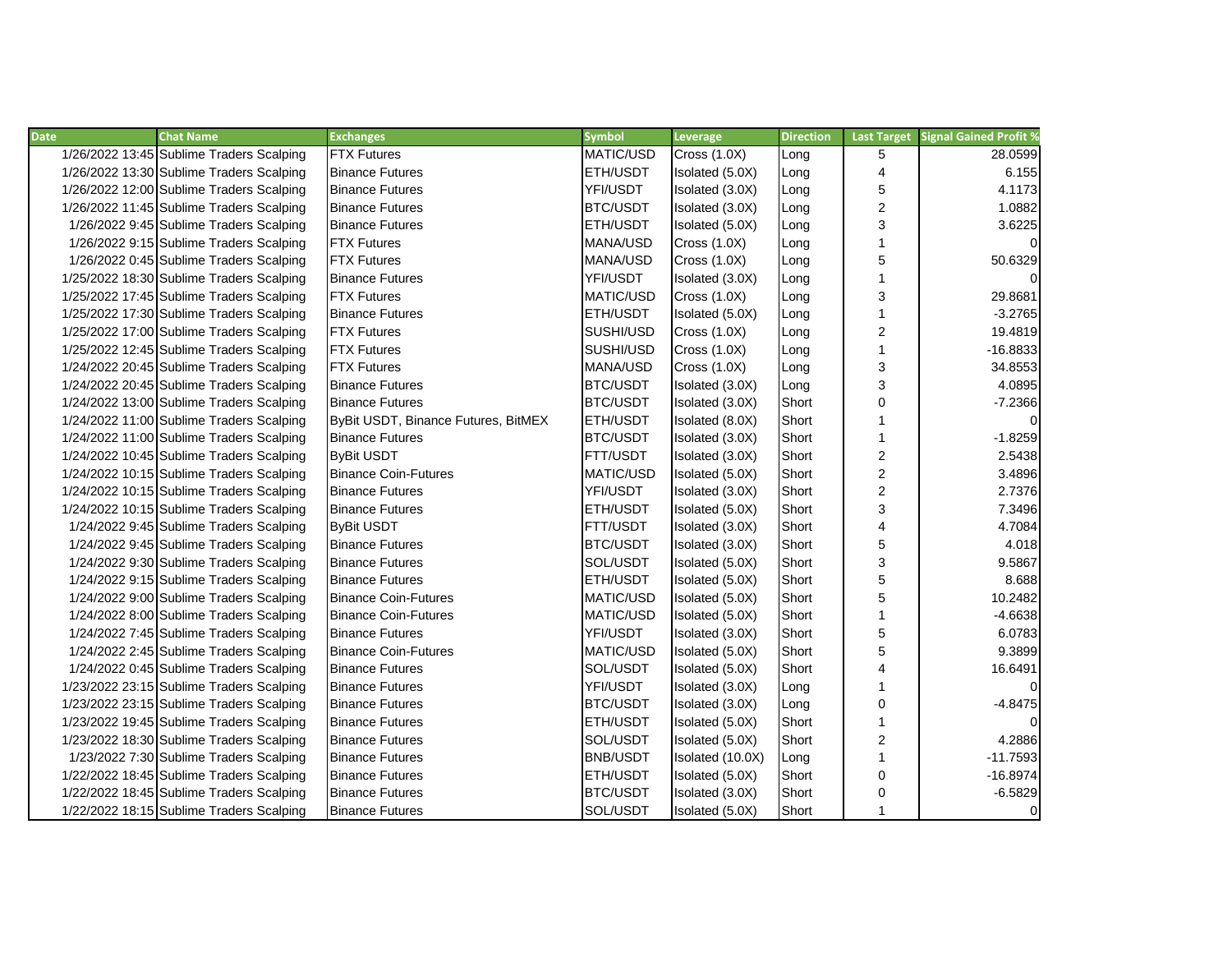| Date | Chat Name | Exchanges | Symbol | Leverage | Direction | Last Target | Signal Gained Profit % |
|---|---|---|---|---|---|---|---|
| 1/26/2022 13:45 | Sublime Traders Scalping | FTX Futures | MATIC/USD | Cross (1.0X) | Long | 5 | 28.0599 |
| 1/26/2022 13:30 | Sublime Traders Scalping | Binance Futures | ETH/USDT | Isolated (5.0X) | Long | 4 | 6.155 |
| 1/26/2022 12:00 | Sublime Traders Scalping | Binance Futures | YFI/USDT | Isolated (3.0X) | Long | 5 | 4.1173 |
| 1/26/2022 11:45 | Sublime Traders Scalping | Binance Futures | BTC/USDT | Isolated (3.0X) | Long | 2 | 1.0882 |
| 1/26/2022 9:45 | Sublime Traders Scalping | Binance Futures | ETH/USDT | Isolated (5.0X) | Long | 3 | 3.6225 |
| 1/26/2022 9:15 | Sublime Traders Scalping | FTX Futures | MANA/USD | Cross (1.0X) | Long | 1 | 0 |
| 1/26/2022 0:45 | Sublime Traders Scalping | FTX Futures | MANA/USD | Cross (1.0X) | Long | 5 | 50.6329 |
| 1/25/2022 18:30 | Sublime Traders Scalping | Binance Futures | YFI/USDT | Isolated (3.0X) | Long | 1 | 0 |
| 1/25/2022 17:45 | Sublime Traders Scalping | FTX Futures | MATIC/USD | Cross (1.0X) | Long | 3 | 29.8681 |
| 1/25/2022 17:30 | Sublime Traders Scalping | Binance Futures | ETH/USDT | Isolated (5.0X) | Long | 1 | -3.2765 |
| 1/25/2022 17:00 | Sublime Traders Scalping | FTX Futures | SUSHI/USD | Cross (1.0X) | Long | 2 | 19.4819 |
| 1/25/2022 12:45 | Sublime Traders Scalping | FTX Futures | SUSHI/USD | Cross (1.0X) | Long | 1 | -16.8833 |
| 1/24/2022 20:45 | Sublime Traders Scalping | FTX Futures | MANA/USD | Cross (1.0X) | Long | 3 | 34.8553 |
| 1/24/2022 20:45 | Sublime Traders Scalping | Binance Futures | BTC/USDT | Isolated (3.0X) | Long | 3 | 4.0895 |
| 1/24/2022 13:00 | Sublime Traders Scalping | Binance Futures | BTC/USDT | Isolated (3.0X) | Short | 0 | -7.2366 |
| 1/24/2022 11:00 | Sublime Traders Scalping | ByBit USDT, Binance Futures, BitMEX | ETH/USDT | Isolated (8.0X) | Short | 1 | 0 |
| 1/24/2022 11:00 | Sublime Traders Scalping | Binance Futures | BTC/USDT | Isolated (3.0X) | Short | 1 | -1.8259 |
| 1/24/2022 10:45 | Sublime Traders Scalping | ByBit USDT | FTT/USDT | Isolated (3.0X) | Short | 2 | 2.5438 |
| 1/24/2022 10:15 | Sublime Traders Scalping | Binance Coin-Futures | MATIC/USD | Isolated (5.0X) | Short | 2 | 3.4896 |
| 1/24/2022 10:15 | Sublime Traders Scalping | Binance Futures | YFI/USDT | Isolated (3.0X) | Short | 2 | 2.7376 |
| 1/24/2022 10:15 | Sublime Traders Scalping | Binance Futures | ETH/USDT | Isolated (5.0X) | Short | 3 | 7.3496 |
| 1/24/2022 9:45 | Sublime Traders Scalping | ByBit USDT | FTT/USDT | Isolated (3.0X) | Short | 4 | 4.7084 |
| 1/24/2022 9:45 | Sublime Traders Scalping | Binance Futures | BTC/USDT | Isolated (3.0X) | Short | 5 | 4.018 |
| 1/24/2022 9:30 | Sublime Traders Scalping | Binance Futures | SOL/USDT | Isolated (5.0X) | Short | 3 | 9.5867 |
| 1/24/2022 9:15 | Sublime Traders Scalping | Binance Futures | ETH/USDT | Isolated (5.0X) | Short | 5 | 8.688 |
| 1/24/2022 9:00 | Sublime Traders Scalping | Binance Coin-Futures | MATIC/USD | Isolated (5.0X) | Short | 5 | 10.2482 |
| 1/24/2022 8:00 | Sublime Traders Scalping | Binance Coin-Futures | MATIC/USD | Isolated (5.0X) | Short | 1 | -4.6638 |
| 1/24/2022 7:45 | Sublime Traders Scalping | Binance Futures | YFI/USDT | Isolated (3.0X) | Short | 5 | 6.0783 |
| 1/24/2022 2:45 | Sublime Traders Scalping | Binance Coin-Futures | MATIC/USD | Isolated (5.0X) | Short | 5 | 9.3899 |
| 1/24/2022 0:45 | Sublime Traders Scalping | Binance Futures | SOL/USDT | Isolated (5.0X) | Short | 4 | 16.6491 |
| 1/23/2022 23:15 | Sublime Traders Scalping | Binance Futures | YFI/USDT | Isolated (3.0X) | Long | 1 | 0 |
| 1/23/2022 23:15 | Sublime Traders Scalping | Binance Futures | BTC/USDT | Isolated (3.0X) | Long | 0 | -4.8475 |
| 1/23/2022 19:45 | Sublime Traders Scalping | Binance Futures | ETH/USDT | Isolated (5.0X) | Short | 1 | 0 |
| 1/23/2022 18:30 | Sublime Traders Scalping | Binance Futures | SOL/USDT | Isolated (5.0X) | Short | 2 | 4.2886 |
| 1/23/2022 7:30 | Sublime Traders Scalping | Binance Futures | BNB/USDT | Isolated (10.0X) | Long | 1 | -11.7593 |
| 1/22/2022 18:45 | Sublime Traders Scalping | Binance Futures | ETH/USDT | Isolated (5.0X) | Short | 0 | -16.8974 |
| 1/22/2022 18:45 | Sublime Traders Scalping | Binance Futures | BTC/USDT | Isolated (3.0X) | Short | 0 | -6.5829 |
| 1/22/2022 18:15 | Sublime Traders Scalping | Binance Futures | SOL/USDT | Isolated (5.0X) | Short | 1 | 0 |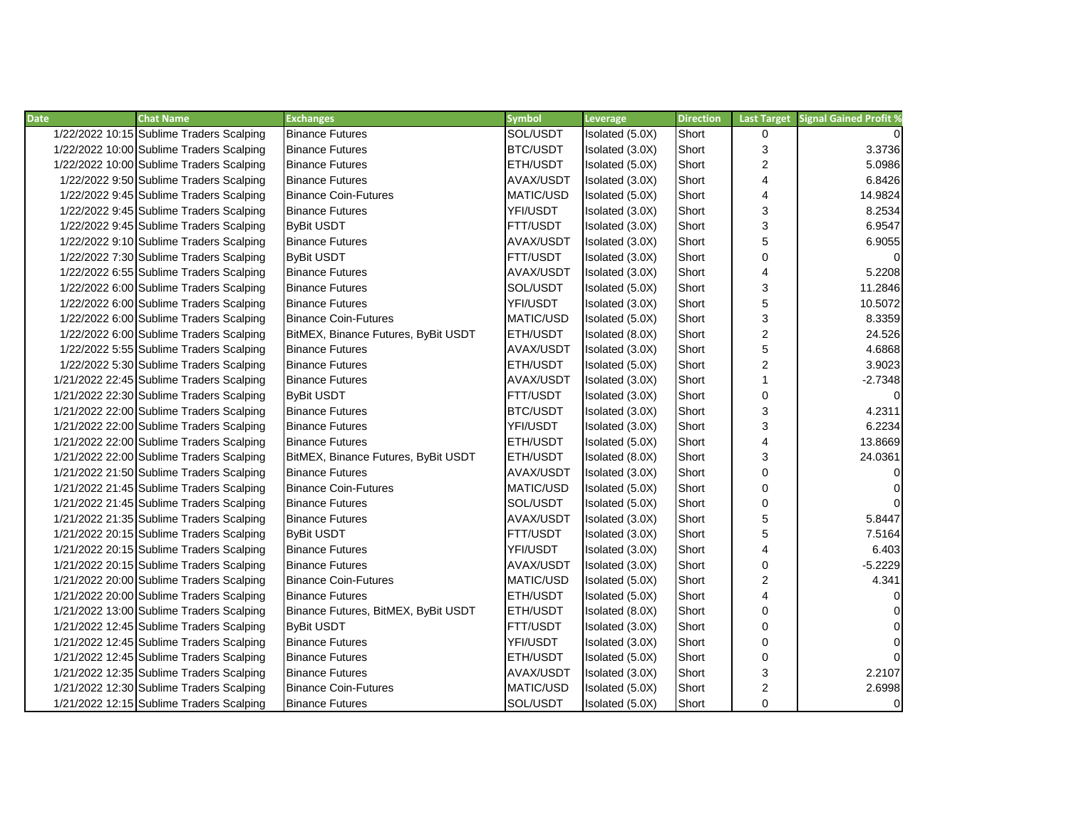| Date | Chat Name | Exchanges | Symbol | Leverage | Direction | Last Target | Signal Gained Profit % |
|---|---|---|---|---|---|---|---|
| 1/22/2022 10:15 | Sublime Traders Scalping | Binance Futures | SOL/USDT | Isolated (5.0X) | Short | 0 | 0 |
| 1/22/2022 10:00 | Sublime Traders Scalping | Binance Futures | BTC/USDT | Isolated (3.0X) | Short | 3 | 3.3736 |
| 1/22/2022 10:00 | Sublime Traders Scalping | Binance Futures | ETH/USDT | Isolated (5.0X) | Short | 2 | 5.0986 |
| 1/22/2022 9:50 | Sublime Traders Scalping | Binance Futures | AVAX/USDT | Isolated (3.0X) | Short | 4 | 6.8426 |
| 1/22/2022 9:45 | Sublime Traders Scalping | Binance Coin-Futures | MATIC/USD | Isolated (5.0X) | Short | 4 | 14.9824 |
| 1/22/2022 9:45 | Sublime Traders Scalping | Binance Futures | YFI/USDT | Isolated (3.0X) | Short | 3 | 8.2534 |
| 1/22/2022 9:45 | Sublime Traders Scalping | ByBit USDT | FTT/USDT | Isolated (3.0X) | Short | 3 | 6.9547 |
| 1/22/2022 9:10 | Sublime Traders Scalping | Binance Futures | AVAX/USDT | Isolated (3.0X) | Short | 5 | 6.9055 |
| 1/22/2022 7:30 | Sublime Traders Scalping | ByBit USDT | FTT/USDT | Isolated (3.0X) | Short | 0 | 0 |
| 1/22/2022 6:55 | Sublime Traders Scalping | Binance Futures | AVAX/USDT | Isolated (3.0X) | Short | 4 | 5.2208 |
| 1/22/2022 6:00 | Sublime Traders Scalping | Binance Futures | SOL/USDT | Isolated (5.0X) | Short | 3 | 11.2846 |
| 1/22/2022 6:00 | Sublime Traders Scalping | Binance Futures | YFI/USDT | Isolated (3.0X) | Short | 5 | 10.5072 |
| 1/22/2022 6:00 | Sublime Traders Scalping | Binance Coin-Futures | MATIC/USD | Isolated (5.0X) | Short | 3 | 8.3359 |
| 1/22/2022 6:00 | Sublime Traders Scalping | BitMEX, Binance Futures, ByBit USDT | ETH/USDT | Isolated (8.0X) | Short | 2 | 24.526 |
| 1/22/2022 5:55 | Sublime Traders Scalping | Binance Futures | AVAX/USDT | Isolated (3.0X) | Short | 5 | 4.6868 |
| 1/22/2022 5:30 | Sublime Traders Scalping | Binance Futures | ETH/USDT | Isolated (5.0X) | Short | 2 | 3.9023 |
| 1/21/2022 22:45 | Sublime Traders Scalping | Binance Futures | AVAX/USDT | Isolated (3.0X) | Short | 1 | -2.7348 |
| 1/21/2022 22:30 | Sublime Traders Scalping | ByBit USDT | FTT/USDT | Isolated (3.0X) | Short | 0 | 0 |
| 1/21/2022 22:00 | Sublime Traders Scalping | Binance Futures | BTC/USDT | Isolated (3.0X) | Short | 3 | 4.2311 |
| 1/21/2022 22:00 | Sublime Traders Scalping | Binance Futures | YFI/USDT | Isolated (3.0X) | Short | 3 | 6.2234 |
| 1/21/2022 22:00 | Sublime Traders Scalping | Binance Futures | ETH/USDT | Isolated (5.0X) | Short | 4 | 13.8669 |
| 1/21/2022 22:00 | Sublime Traders Scalping | BitMEX, Binance Futures, ByBit USDT | ETH/USDT | Isolated (8.0X) | Short | 3 | 24.0361 |
| 1/21/2022 21:50 | Sublime Traders Scalping | Binance Futures | AVAX/USDT | Isolated (3.0X) | Short | 0 | 0 |
| 1/21/2022 21:45 | Sublime Traders Scalping | Binance Coin-Futures | MATIC/USD | Isolated (5.0X) | Short | 0 | 0 |
| 1/21/2022 21:45 | Sublime Traders Scalping | Binance Futures | SOL/USDT | Isolated (5.0X) | Short | 0 | 0 |
| 1/21/2022 21:35 | Sublime Traders Scalping | Binance Futures | AVAX/USDT | Isolated (3.0X) | Short | 5 | 5.8447 |
| 1/21/2022 20:15 | Sublime Traders Scalping | ByBit USDT | FTT/USDT | Isolated (3.0X) | Short | 5 | 7.5164 |
| 1/21/2022 20:15 | Sublime Traders Scalping | Binance Futures | YFI/USDT | Isolated (3.0X) | Short | 4 | 6.403 |
| 1/21/2022 20:15 | Sublime Traders Scalping | Binance Futures | AVAX/USDT | Isolated (3.0X) | Short | 0 | -5.2229 |
| 1/21/2022 20:00 | Sublime Traders Scalping | Binance Coin-Futures | MATIC/USD | Isolated (5.0X) | Short | 2 | 4.341 |
| 1/21/2022 20:00 | Sublime Traders Scalping | Binance Futures | ETH/USDT | Isolated (5.0X) | Short | 4 | 0 |
| 1/21/2022 13:00 | Sublime Traders Scalping | Binance Futures, BitMEX, ByBit USDT | ETH/USDT | Isolated (8.0X) | Short | 0 | 0 |
| 1/21/2022 12:45 | Sublime Traders Scalping | ByBit USDT | FTT/USDT | Isolated (3.0X) | Short | 0 | 0 |
| 1/21/2022 12:45 | Sublime Traders Scalping | Binance Futures | YFI/USDT | Isolated (3.0X) | Short | 0 | 0 |
| 1/21/2022 12:45 | Sublime Traders Scalping | Binance Futures | ETH/USDT | Isolated (5.0X) | Short | 0 | 0 |
| 1/21/2022 12:35 | Sublime Traders Scalping | Binance Futures | AVAX/USDT | Isolated (3.0X) | Short | 3 | 2.2107 |
| 1/21/2022 12:30 | Sublime Traders Scalping | Binance Coin-Futures | MATIC/USD | Isolated (5.0X) | Short | 2 | 2.6998 |
| 1/21/2022 12:15 | Sublime Traders Scalping | Binance Futures | SOL/USDT | Isolated (5.0X) | Short | 0 | 0 |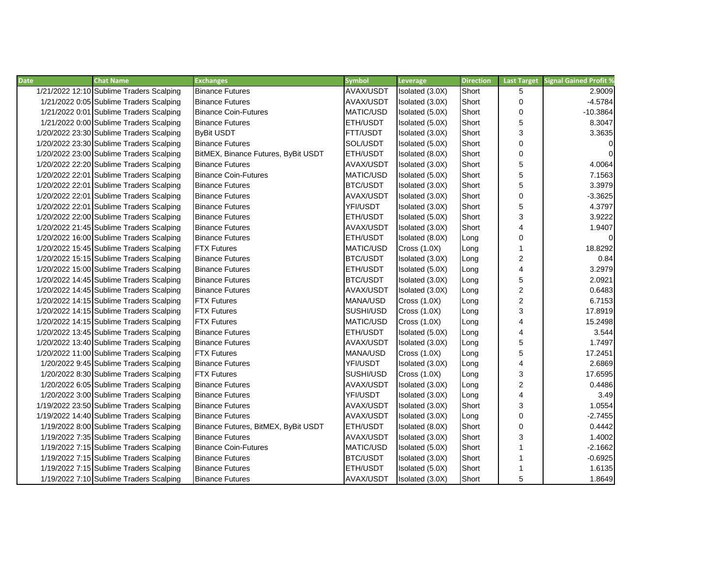| Date | Chat Name | Exchanges | Symbol | Leverage | Direction | Last Target | Signal Gained Profit % |
|---|---|---|---|---|---|---|---|
| 1/21/2022 12:10 | Sublime Traders Scalping | Binance Futures | AVAX/USDT | Isolated (3.0X) | Short | 5 | 2.9009 |
| 1/21/2022 0:05 | Sublime Traders Scalping | Binance Futures | AVAX/USDT | Isolated (3.0X) | Short | 0 | -4.5784 |
| 1/21/2022 0:01 | Sublime Traders Scalping | Binance Coin-Futures | MATIC/USD | Isolated (5.0X) | Short | 0 | -10.3864 |
| 1/21/2022 0:00 | Sublime Traders Scalping | Binance Futures | ETH/USDT | Isolated (5.0X) | Short | 5 | 8.3047 |
| 1/20/2022 23:30 | Sublime Traders Scalping | ByBit USDT | FTT/USDT | Isolated (3.0X) | Short | 3 | 3.3635 |
| 1/20/2022 23:30 | Sublime Traders Scalping | Binance Futures | SOL/USDT | Isolated (5.0X) | Short | 0 | 0 |
| 1/20/2022 23:00 | Sublime Traders Scalping | BitMEX, Binance Futures, ByBit USDT | ETH/USDT | Isolated (8.0X) | Short | 0 | 0 |
| 1/20/2022 22:20 | Sublime Traders Scalping | Binance Futures | AVAX/USDT | Isolated (3.0X) | Short | 5 | 4.0064 |
| 1/20/2022 22:01 | Sublime Traders Scalping | Binance Coin-Futures | MATIC/USD | Isolated (5.0X) | Short | 5 | 7.1563 |
| 1/20/2022 22:01 | Sublime Traders Scalping | Binance Futures | BTC/USDT | Isolated (3.0X) | Short | 5 | 3.3979 |
| 1/20/2022 22:01 | Sublime Traders Scalping | Binance Futures | AVAX/USDT | Isolated (3.0X) | Short | 0 | -3.3625 |
| 1/20/2022 22:01 | Sublime Traders Scalping | Binance Futures | YFI/USDT | Isolated (3.0X) | Short | 5 | 4.3797 |
| 1/20/2022 22:00 | Sublime Traders Scalping | Binance Futures | ETH/USDT | Isolated (5.0X) | Short | 3 | 3.9222 |
| 1/20/2022 21:45 | Sublime Traders Scalping | Binance Futures | AVAX/USDT | Isolated (3.0X) | Short | 4 | 1.9407 |
| 1/20/2022 16:00 | Sublime Traders Scalping | Binance Futures | ETH/USDT | Isolated (8.0X) | Long | 0 | 0 |
| 1/20/2022 15:45 | Sublime Traders Scalping | FTX Futures | MATIC/USD | Cross (1.0X) | Long | 1 | 18.8292 |
| 1/20/2022 15:15 | Sublime Traders Scalping | Binance Futures | BTC/USDT | Isolated (3.0X) | Long | 2 | 0.84 |
| 1/20/2022 15:00 | Sublime Traders Scalping | Binance Futures | ETH/USDT | Isolated (5.0X) | Long | 4 | 3.2979 |
| 1/20/2022 14:45 | Sublime Traders Scalping | Binance Futures | BTC/USDT | Isolated (3.0X) | Long | 5 | 2.0921 |
| 1/20/2022 14:45 | Sublime Traders Scalping | Binance Futures | AVAX/USDT | Isolated (3.0X) | Long | 2 | 0.6483 |
| 1/20/2022 14:15 | Sublime Traders Scalping | FTX Futures | MANA/USD | Cross (1.0X) | Long | 2 | 6.7153 |
| 1/20/2022 14:15 | Sublime Traders Scalping | FTX Futures | SUSHI/USD | Cross (1.0X) | Long | 3 | 17.8919 |
| 1/20/2022 14:15 | Sublime Traders Scalping | FTX Futures | MATIC/USD | Cross (1.0X) | Long | 4 | 15.2498 |
| 1/20/2022 13:45 | Sublime Traders Scalping | Binance Futures | ETH/USDT | Isolated (5.0X) | Long | 4 | 3.544 |
| 1/20/2022 13:40 | Sublime Traders Scalping | Binance Futures | AVAX/USDT | Isolated (3.0X) | Long | 5 | 1.7497 |
| 1/20/2022 11:00 | Sublime Traders Scalping | FTX Futures | MANA/USD | Cross (1.0X) | Long | 5 | 17.2451 |
| 1/20/2022 9:45 | Sublime Traders Scalping | Binance Futures | YFI/USDT | Isolated (3.0X) | Long | 4 | 2.6869 |
| 1/20/2022 8:30 | Sublime Traders Scalping | FTX Futures | SUSHI/USD | Cross (1.0X) | Long | 3 | 17.6595 |
| 1/20/2022 6:05 | Sublime Traders Scalping | Binance Futures | AVAX/USDT | Isolated (3.0X) | Long | 2 | 0.4486 |
| 1/20/2022 3:00 | Sublime Traders Scalping | Binance Futures | YFI/USDT | Isolated (3.0X) | Long | 4 | 3.49 |
| 1/19/2022 23:50 | Sublime Traders Scalping | Binance Futures | AVAX/USDT | Isolated (3.0X) | Short | 3 | 1.0554 |
| 1/19/2022 14:40 | Sublime Traders Scalping | Binance Futures | AVAX/USDT | Isolated (3.0X) | Long | 0 | -2.7455 |
| 1/19/2022 8:00 | Sublime Traders Scalping | Binance Futures, BitMEX, ByBit USDT | ETH/USDT | Isolated (8.0X) | Short | 0 | 0.4442 |
| 1/19/2022 7:35 | Sublime Traders Scalping | Binance Futures | AVAX/USDT | Isolated (3.0X) | Short | 3 | 1.4002 |
| 1/19/2022 7:15 | Sublime Traders Scalping | Binance Coin-Futures | MATIC/USD | Isolated (5.0X) | Short | 1 | -2.1662 |
| 1/19/2022 7:15 | Sublime Traders Scalping | Binance Futures | BTC/USDT | Isolated (3.0X) | Short | 1 | -0.6925 |
| 1/19/2022 7:15 | Sublime Traders Scalping | Binance Futures | ETH/USDT | Isolated (5.0X) | Short | 1 | 1.6135 |
| 1/19/2022 7:10 | Sublime Traders Scalping | Binance Futures | AVAX/USDT | Isolated (3.0X) | Short | 5 | 1.8649 |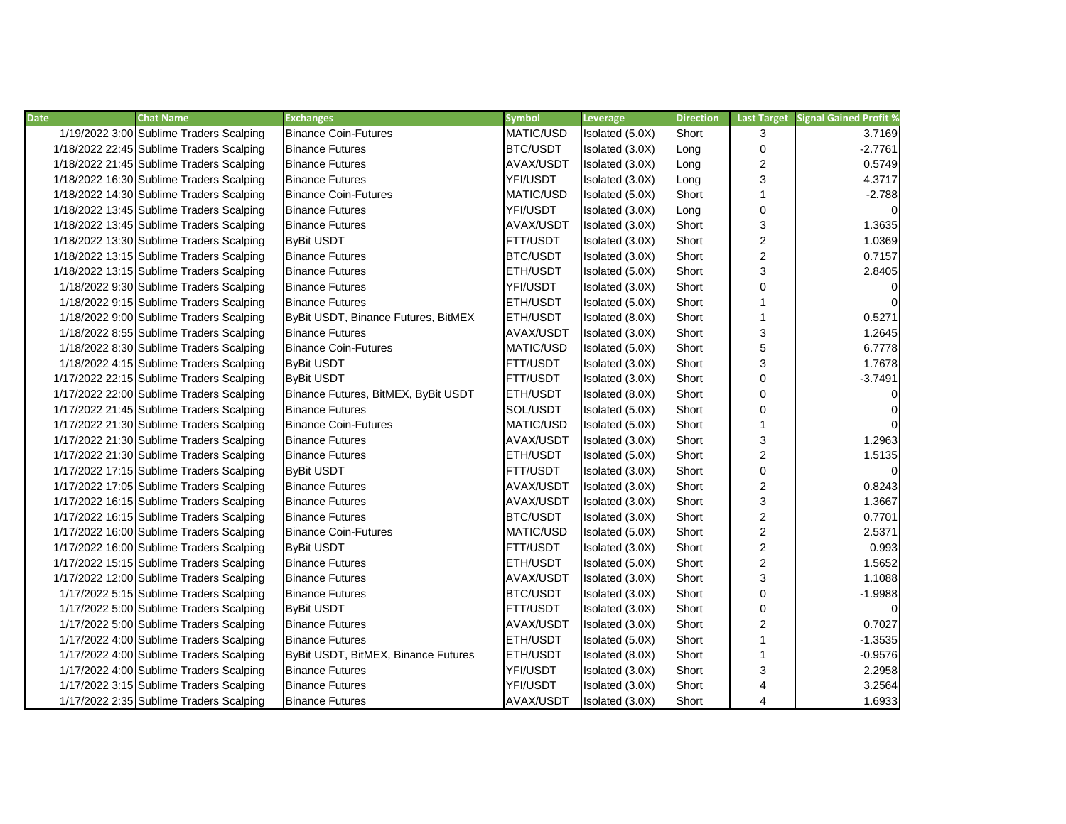| Date | Chat Name | Exchanges | Symbol | Leverage | Direction | Last Target | Signal Gained Profit % |
|---|---|---|---|---|---|---|---|
| 1/19/2022 3:00 | Sublime Traders Scalping | Binance Coin-Futures | MATIC/USD | Isolated (5.0X) | Short | 3 | 3.7169 |
| 1/18/2022 22:45 | Sublime Traders Scalping | Binance Futures | BTC/USDT | Isolated (3.0X) | Long | 0 | -2.7761 |
| 1/18/2022 21:45 | Sublime Traders Scalping | Binance Futures | AVAX/USDT | Isolated (3.0X) | Long | 2 | 0.5749 |
| 1/18/2022 16:30 | Sublime Traders Scalping | Binance Futures | YFI/USDT | Isolated (3.0X) | Long | 3 | 4.3717 |
| 1/18/2022 14:30 | Sublime Traders Scalping | Binance Coin-Futures | MATIC/USD | Isolated (5.0X) | Short | 1 | -2.788 |
| 1/18/2022 13:45 | Sublime Traders Scalping | Binance Futures | YFI/USDT | Isolated (3.0X) | Long | 0 | 0 |
| 1/18/2022 13:45 | Sublime Traders Scalping | Binance Futures | AVAX/USDT | Isolated (3.0X) | Short | 3 | 1.3635 |
| 1/18/2022 13:30 | Sublime Traders Scalping | ByBit USDT | FTT/USDT | Isolated (3.0X) | Short | 2 | 1.0369 |
| 1/18/2022 13:15 | Sublime Traders Scalping | Binance Futures | BTC/USDT | Isolated (3.0X) | Short | 2 | 0.7157 |
| 1/18/2022 13:15 | Sublime Traders Scalping | Binance Futures | ETH/USDT | Isolated (5.0X) | Short | 3 | 2.8405 |
| 1/18/2022 9:30 | Sublime Traders Scalping | Binance Futures | YFI/USDT | Isolated (3.0X) | Short | 0 | 0 |
| 1/18/2022 9:15 | Sublime Traders Scalping | Binance Futures | ETH/USDT | Isolated (5.0X) | Short | 1 | 0 |
| 1/18/2022 9:00 | Sublime Traders Scalping | ByBit USDT, Binance Futures, BitMEX | ETH/USDT | Isolated (8.0X) | Short | 1 | 0.5271 |
| 1/18/2022 8:55 | Sublime Traders Scalping | Binance Futures | AVAX/USDT | Isolated (3.0X) | Short | 3 | 1.2645 |
| 1/18/2022 8:30 | Sublime Traders Scalping | Binance Coin-Futures | MATIC/USD | Isolated (5.0X) | Short | 5 | 6.7778 |
| 1/18/2022 4:15 | Sublime Traders Scalping | ByBit USDT | FTT/USDT | Isolated (3.0X) | Short | 3 | 1.7678 |
| 1/17/2022 22:15 | Sublime Traders Scalping | ByBit USDT | FTT/USDT | Isolated (3.0X) | Short | 0 | -3.7491 |
| 1/17/2022 22:00 | Sublime Traders Scalping | Binance Futures, BitMEX, ByBit USDT | ETH/USDT | Isolated (8.0X) | Short | 0 | 0 |
| 1/17/2022 21:45 | Sublime Traders Scalping | Binance Futures | SOL/USDT | Isolated (5.0X) | Short | 0 | 0 |
| 1/17/2022 21:30 | Sublime Traders Scalping | Binance Coin-Futures | MATIC/USD | Isolated (5.0X) | Short | 1 | 0 |
| 1/17/2022 21:30 | Sublime Traders Scalping | Binance Futures | AVAX/USDT | Isolated (3.0X) | Short | 3 | 1.2963 |
| 1/17/2022 21:30 | Sublime Traders Scalping | Binance Futures | ETH/USDT | Isolated (5.0X) | Short | 2 | 1.5135 |
| 1/17/2022 17:15 | Sublime Traders Scalping | ByBit USDT | FTT/USDT | Isolated (3.0X) | Short | 0 | 0 |
| 1/17/2022 17:05 | Sublime Traders Scalping | Binance Futures | AVAX/USDT | Isolated (3.0X) | Short | 2 | 0.8243 |
| 1/17/2022 16:15 | Sublime Traders Scalping | Binance Futures | AVAX/USDT | Isolated (3.0X) | Short | 3 | 1.3667 |
| 1/17/2022 16:15 | Sublime Traders Scalping | Binance Futures | BTC/USDT | Isolated (3.0X) | Short | 2 | 0.7701 |
| 1/17/2022 16:00 | Sublime Traders Scalping | Binance Coin-Futures | MATIC/USD | Isolated (5.0X) | Short | 2 | 2.5371 |
| 1/17/2022 16:00 | Sublime Traders Scalping | ByBit USDT | FTT/USDT | Isolated (3.0X) | Short | 2 | 0.993 |
| 1/17/2022 15:15 | Sublime Traders Scalping | Binance Futures | ETH/USDT | Isolated (5.0X) | Short | 2 | 1.5652 |
| 1/17/2022 12:00 | Sublime Traders Scalping | Binance Futures | AVAX/USDT | Isolated (3.0X) | Short | 3 | 1.1088 |
| 1/17/2022 5:15 | Sublime Traders Scalping | Binance Futures | BTC/USDT | Isolated (3.0X) | Short | 0 | -1.9988 |
| 1/17/2022 5:00 | Sublime Traders Scalping | ByBit USDT | FTT/USDT | Isolated (3.0X) | Short | 0 | 0 |
| 1/17/2022 5:00 | Sublime Traders Scalping | Binance Futures | AVAX/USDT | Isolated (3.0X) | Short | 2 | 0.7027 |
| 1/17/2022 4:00 | Sublime Traders Scalping | Binance Futures | ETH/USDT | Isolated (5.0X) | Short | 1 | -1.3535 |
| 1/17/2022 4:00 | Sublime Traders Scalping | ByBit USDT, BitMEX, Binance Futures | ETH/USDT | Isolated (8.0X) | Short | 1 | -0.9576 |
| 1/17/2022 4:00 | Sublime Traders Scalping | Binance Futures | YFI/USDT | Isolated (3.0X) | Short | 3 | 2.2958 |
| 1/17/2022 3:15 | Sublime Traders Scalping | Binance Futures | YFI/USDT | Isolated (3.0X) | Short | 4 | 3.2564 |
| 1/17/2022 2:35 | Sublime Traders Scalping | Binance Futures | AVAX/USDT | Isolated (3.0X) | Short | 4 | 1.6933 |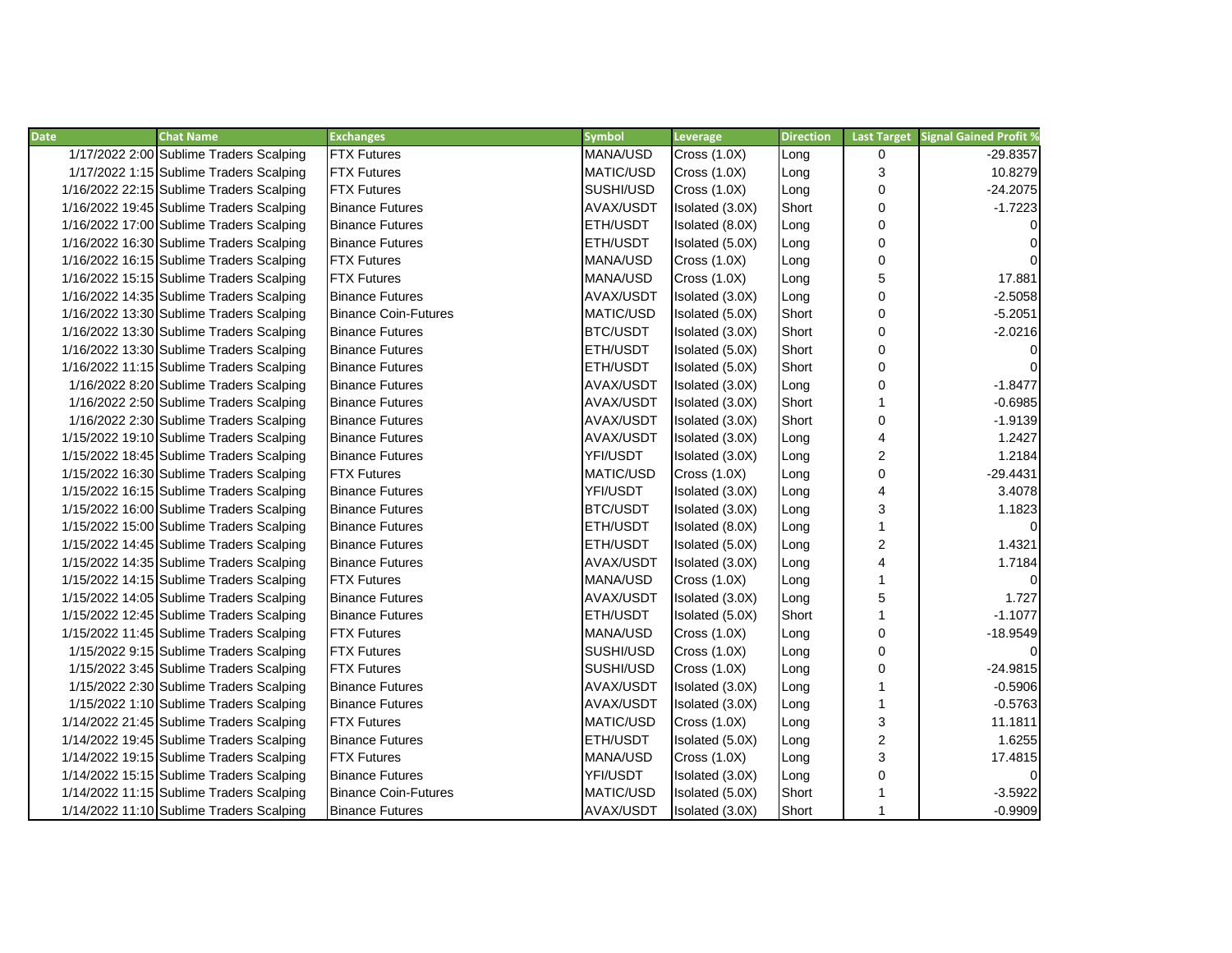| Date | Chat Name | Exchanges | Symbol | Leverage | Direction | Last Target | Signal Gained Profit % |
|---|---|---|---|---|---|---|---|
| 1/17/2022 2:00 | Sublime Traders Scalping | FTX Futures | MANA/USD | Cross (1.0X) | Long | 0 | -29.8357 |
| 1/17/2022 1:15 | Sublime Traders Scalping | FTX Futures | MATIC/USD | Cross (1.0X) | Long | 3 | 10.8279 |
| 1/16/2022 22:15 | Sublime Traders Scalping | FTX Futures | SUSHI/USD | Cross (1.0X) | Long | 0 | -24.2075 |
| 1/16/2022 19:45 | Sublime Traders Scalping | Binance Futures | AVAX/USDT | Isolated (3.0X) | Short | 0 | -1.7223 |
| 1/16/2022 17:00 | Sublime Traders Scalping | Binance Futures | ETH/USDT | Isolated (8.0X) | Long | 0 | 0 |
| 1/16/2022 16:30 | Sublime Traders Scalping | Binance Futures | ETH/USDT | Isolated (5.0X) | Long | 0 | 0 |
| 1/16/2022 16:15 | Sublime Traders Scalping | FTX Futures | MANA/USD | Cross (1.0X) | Long | 0 | 0 |
| 1/16/2022 15:15 | Sublime Traders Scalping | FTX Futures | MANA/USD | Cross (1.0X) | Long | 5 | 17.881 |
| 1/16/2022 14:35 | Sublime Traders Scalping | Binance Futures | AVAX/USDT | Isolated (3.0X) | Long | 0 | -2.5058 |
| 1/16/2022 13:30 | Sublime Traders Scalping | Binance Coin-Futures | MATIC/USD | Isolated (5.0X) | Short | 0 | -5.2051 |
| 1/16/2022 13:30 | Sublime Traders Scalping | Binance Futures | BTC/USDT | Isolated (3.0X) | Short | 0 | -2.0216 |
| 1/16/2022 13:30 | Sublime Traders Scalping | Binance Futures | ETH/USDT | Isolated (5.0X) | Short | 0 | 0 |
| 1/16/2022 11:15 | Sublime Traders Scalping | Binance Futures | ETH/USDT | Isolated (5.0X) | Short | 0 | 0 |
| 1/16/2022 8:20 | Sublime Traders Scalping | Binance Futures | AVAX/USDT | Isolated (3.0X) | Long | 0 | -1.8477 |
| 1/16/2022 2:50 | Sublime Traders Scalping | Binance Futures | AVAX/USDT | Isolated (3.0X) | Short | 1 | -0.6985 |
| 1/16/2022 2:30 | Sublime Traders Scalping | Binance Futures | AVAX/USDT | Isolated (3.0X) | Short | 0 | -1.9139 |
| 1/15/2022 19:10 | Sublime Traders Scalping | Binance Futures | AVAX/USDT | Isolated (3.0X) | Long | 4 | 1.2427 |
| 1/15/2022 18:45 | Sublime Traders Scalping | Binance Futures | YFI/USDT | Isolated (3.0X) | Long | 2 | 1.2184 |
| 1/15/2022 16:30 | Sublime Traders Scalping | FTX Futures | MATIC/USD | Cross (1.0X) | Long | 0 | -29.4431 |
| 1/15/2022 16:15 | Sublime Traders Scalping | Binance Futures | YFI/USDT | Isolated (3.0X) | Long | 4 | 3.4078 |
| 1/15/2022 16:00 | Sublime Traders Scalping | Binance Futures | BTC/USDT | Isolated (3.0X) | Long | 3 | 1.1823 |
| 1/15/2022 15:00 | Sublime Traders Scalping | Binance Futures | ETH/USDT | Isolated (8.0X) | Long | 1 | 0 |
| 1/15/2022 14:45 | Sublime Traders Scalping | Binance Futures | ETH/USDT | Isolated (5.0X) | Long | 2 | 1.4321 |
| 1/15/2022 14:35 | Sublime Traders Scalping | Binance Futures | AVAX/USDT | Isolated (3.0X) | Long | 4 | 1.7184 |
| 1/15/2022 14:15 | Sublime Traders Scalping | FTX Futures | MANA/USD | Cross (1.0X) | Long | 1 | 0 |
| 1/15/2022 14:05 | Sublime Traders Scalping | Binance Futures | AVAX/USDT | Isolated (3.0X) | Long | 5 | 1.727 |
| 1/15/2022 12:45 | Sublime Traders Scalping | Binance Futures | ETH/USDT | Isolated (5.0X) | Short | 1 | -1.1077 |
| 1/15/2022 11:45 | Sublime Traders Scalping | FTX Futures | MANA/USD | Cross (1.0X) | Long | 0 | -18.9549 |
| 1/15/2022 9:15 | Sublime Traders Scalping | FTX Futures | SUSHI/USD | Cross (1.0X) | Long | 0 | 0 |
| 1/15/2022 3:45 | Sublime Traders Scalping | FTX Futures | SUSHI/USD | Cross (1.0X) | Long | 0 | -24.9815 |
| 1/15/2022 2:30 | Sublime Traders Scalping | Binance Futures | AVAX/USDT | Isolated (3.0X) | Long | 1 | -0.5906 |
| 1/15/2022 1:10 | Sublime Traders Scalping | Binance Futures | AVAX/USDT | Isolated (3.0X) | Long | 1 | -0.5763 |
| 1/14/2022 21:45 | Sublime Traders Scalping | FTX Futures | MATIC/USD | Cross (1.0X) | Long | 3 | 11.1811 |
| 1/14/2022 19:45 | Sublime Traders Scalping | Binance Futures | ETH/USDT | Isolated (5.0X) | Long | 2 | 1.6255 |
| 1/14/2022 19:15 | Sublime Traders Scalping | FTX Futures | MANA/USD | Cross (1.0X) | Long | 3 | 17.4815 |
| 1/14/2022 15:15 | Sublime Traders Scalping | Binance Futures | YFI/USDT | Isolated (3.0X) | Long | 0 | 0 |
| 1/14/2022 11:15 | Sublime Traders Scalping | Binance Coin-Futures | MATIC/USD | Isolated (5.0X) | Short | 1 | -3.5922 |
| 1/14/2022 11:10 | Sublime Traders Scalping | Binance Futures | AVAX/USDT | Isolated (3.0X) | Short | 1 | -0.9909 |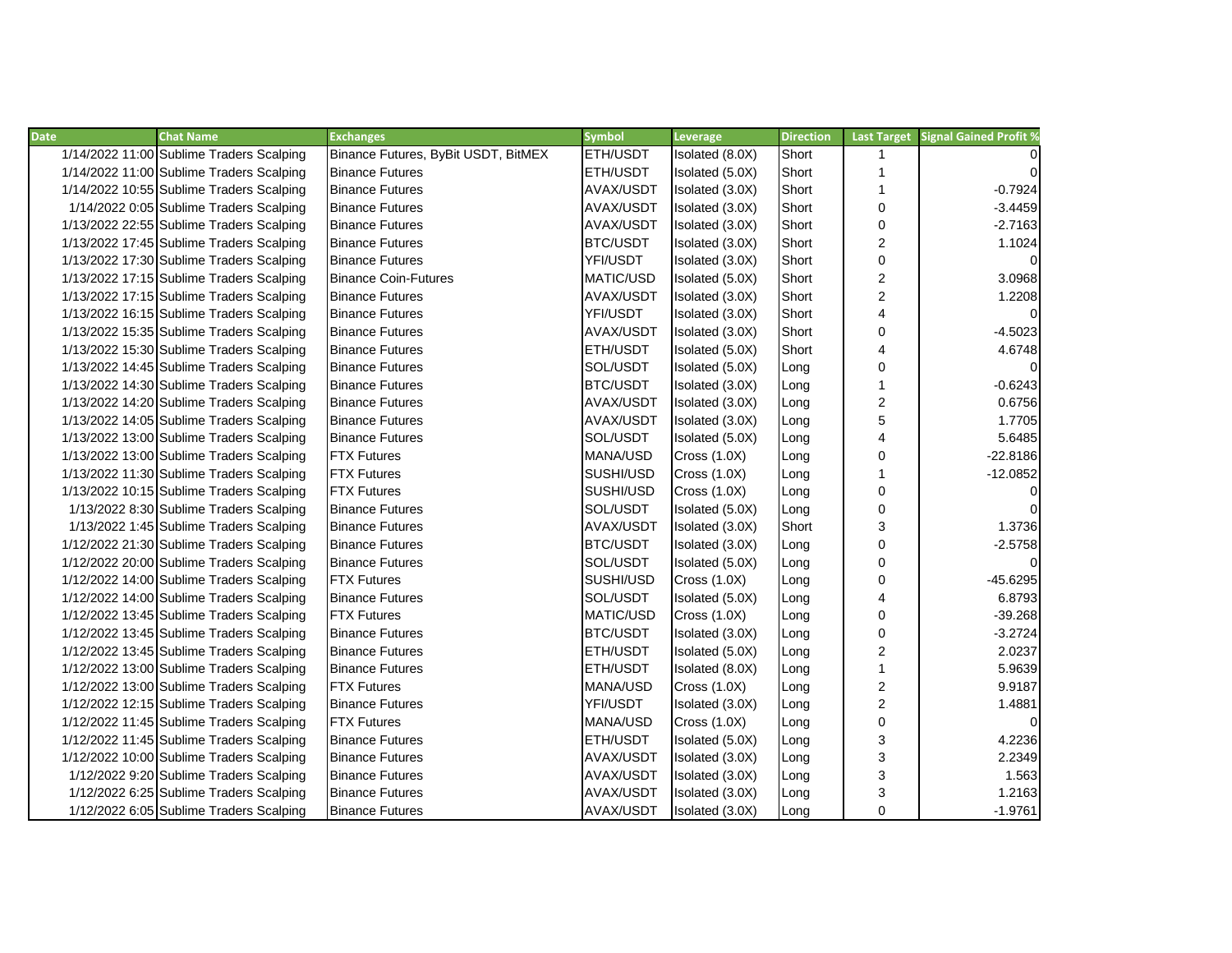| Date | Chat Name | Exchanges | Symbol | Leverage | Direction | Last Target | Signal Gained Profit % |
|---|---|---|---|---|---|---|---|
| 1/14/2022 11:00 | Sublime Traders Scalping | Binance Futures, ByBit USDT, BitMEX | ETH/USDT | Isolated (8.0X) | Short | 1 | 0 |
| 1/14/2022 11:00 | Sublime Traders Scalping | Binance Futures | ETH/USDT | Isolated (5.0X) | Short | 1 | 0 |
| 1/14/2022 10:55 | Sublime Traders Scalping | Binance Futures | AVAX/USDT | Isolated (3.0X) | Short | 1 | -0.7924 |
| 1/14/2022 0:05 | Sublime Traders Scalping | Binance Futures | AVAX/USDT | Isolated (3.0X) | Short | 0 | -3.4459 |
| 1/13/2022 22:55 | Sublime Traders Scalping | Binance Futures | AVAX/USDT | Isolated (3.0X) | Short | 0 | -2.7163 |
| 1/13/2022 17:45 | Sublime Traders Scalping | Binance Futures | BTC/USDT | Isolated (3.0X) | Short | 2 | 1.1024 |
| 1/13/2022 17:30 | Sublime Traders Scalping | Binance Futures | YFI/USDT | Isolated (3.0X) | Short | 0 | 0 |
| 1/13/2022 17:15 | Sublime Traders Scalping | Binance Coin-Futures | MATIC/USD | Isolated (5.0X) | Short | 2 | 3.0968 |
| 1/13/2022 17:15 | Sublime Traders Scalping | Binance Futures | AVAX/USDT | Isolated (3.0X) | Short | 2 | 1.2208 |
| 1/13/2022 16:15 | Sublime Traders Scalping | Binance Futures | YFI/USDT | Isolated (3.0X) | Short | 4 | 0 |
| 1/13/2022 15:35 | Sublime Traders Scalping | Binance Futures | AVAX/USDT | Isolated (3.0X) | Short | 0 | -4.5023 |
| 1/13/2022 15:30 | Sublime Traders Scalping | Binance Futures | ETH/USDT | Isolated (5.0X) | Short | 4 | 4.6748 |
| 1/13/2022 14:45 | Sublime Traders Scalping | Binance Futures | SOL/USDT | Isolated (5.0X) | Long | 0 | 0 |
| 1/13/2022 14:30 | Sublime Traders Scalping | Binance Futures | BTC/USDT | Isolated (3.0X) | Long | 1 | -0.6243 |
| 1/13/2022 14:20 | Sublime Traders Scalping | Binance Futures | AVAX/USDT | Isolated (3.0X) | Long | 2 | 0.6756 |
| 1/13/2022 14:05 | Sublime Traders Scalping | Binance Futures | AVAX/USDT | Isolated (3.0X) | Long | 5 | 1.7705 |
| 1/13/2022 13:00 | Sublime Traders Scalping | Binance Futures | SOL/USDT | Isolated (5.0X) | Long | 4 | 5.6485 |
| 1/13/2022 13:00 | Sublime Traders Scalping | FTX Futures | MANA/USD | Cross (1.0X) | Long | 0 | -22.8186 |
| 1/13/2022 11:30 | Sublime Traders Scalping | FTX Futures | SUSHI/USD | Cross (1.0X) | Long | 1 | -12.0852 |
| 1/13/2022 10:15 | Sublime Traders Scalping | FTX Futures | SUSHI/USD | Cross (1.0X) | Long | 0 | 0 |
| 1/13/2022 8:30 | Sublime Traders Scalping | Binance Futures | SOL/USDT | Isolated (5.0X) | Long | 0 | 0 |
| 1/13/2022 1:45 | Sublime Traders Scalping | Binance Futures | AVAX/USDT | Isolated (3.0X) | Short | 3 | 1.3736 |
| 1/12/2022 21:30 | Sublime Traders Scalping | Binance Futures | BTC/USDT | Isolated (3.0X) | Long | 0 | -2.5758 |
| 1/12/2022 20:00 | Sublime Traders Scalping | Binance Futures | SOL/USDT | Isolated (5.0X) | Long | 0 | 0 |
| 1/12/2022 14:00 | Sublime Traders Scalping | FTX Futures | SUSHI/USD | Cross (1.0X) | Long | 0 | -45.6295 |
| 1/12/2022 14:00 | Sublime Traders Scalping | Binance Futures | SOL/USDT | Isolated (5.0X) | Long | 4 | 6.8793 |
| 1/12/2022 13:45 | Sublime Traders Scalping | FTX Futures | MATIC/USD | Cross (1.0X) | Long | 0 | -39.268 |
| 1/12/2022 13:45 | Sublime Traders Scalping | Binance Futures | BTC/USDT | Isolated (3.0X) | Long | 0 | -3.2724 |
| 1/12/2022 13:45 | Sublime Traders Scalping | Binance Futures | ETH/USDT | Isolated (5.0X) | Long | 2 | 2.0237 |
| 1/12/2022 13:00 | Sublime Traders Scalping | Binance Futures | ETH/USDT | Isolated (8.0X) | Long | 1 | 5.9639 |
| 1/12/2022 13:00 | Sublime Traders Scalping | FTX Futures | MANA/USD | Cross (1.0X) | Long | 2 | 9.9187 |
| 1/12/2022 12:15 | Sublime Traders Scalping | Binance Futures | YFI/USDT | Isolated (3.0X) | Long | 2 | 1.4881 |
| 1/12/2022 11:45 | Sublime Traders Scalping | FTX Futures | MANA/USD | Cross (1.0X) | Long | 0 | 0 |
| 1/12/2022 11:45 | Sublime Traders Scalping | Binance Futures | ETH/USDT | Isolated (5.0X) | Long | 3 | 4.2236 |
| 1/12/2022 10:00 | Sublime Traders Scalping | Binance Futures | AVAX/USDT | Isolated (3.0X) | Long | 3 | 2.2349 |
| 1/12/2022 9:20 | Sublime Traders Scalping | Binance Futures | AVAX/USDT | Isolated (3.0X) | Long | 3 | 1.563 |
| 1/12/2022 6:25 | Sublime Traders Scalping | Binance Futures | AVAX/USDT | Isolated (3.0X) | Long | 3 | 1.2163 |
| 1/12/2022 6:05 | Sublime Traders Scalping | Binance Futures | AVAX/USDT | Isolated (3.0X) | Long | 0 | -1.9761 |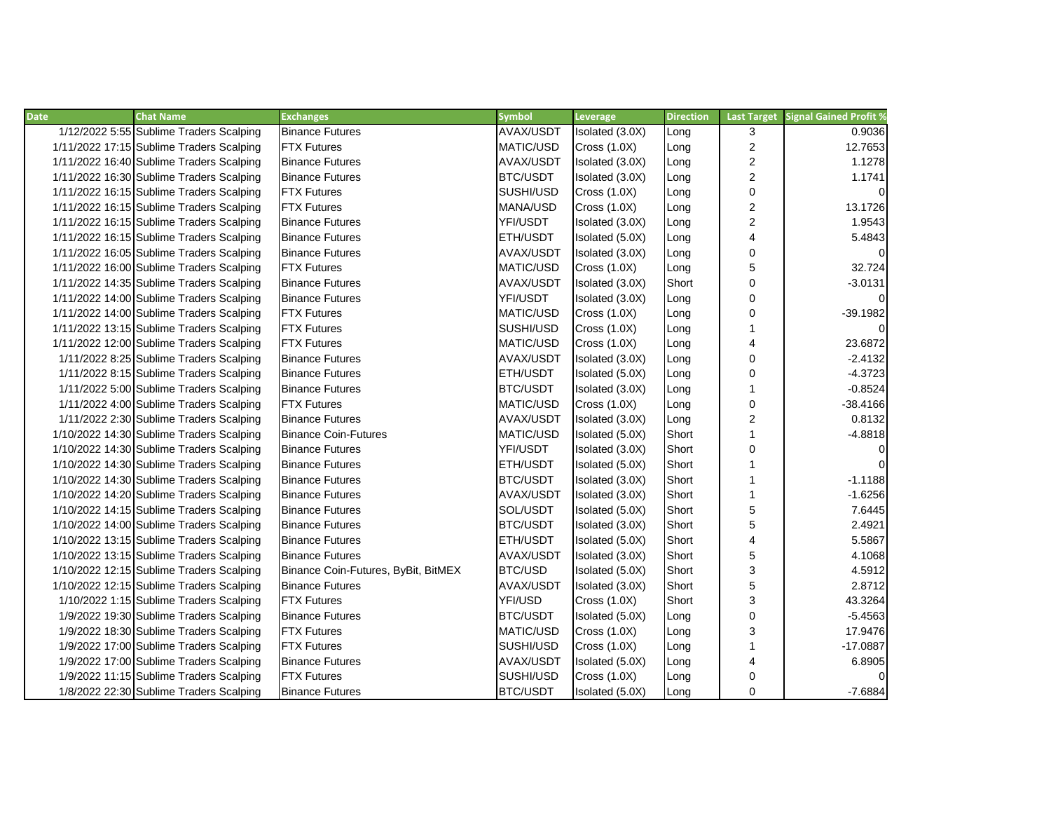| Date | Chat Name | Exchanges | Symbol | Leverage | Direction | Last Target | Signal Gained Profit % |
|---|---|---|---|---|---|---|---|
| 1/12/2022 5:55 | Sublime Traders Scalping | Binance Futures | AVAX/USDT | Isolated (3.0X) | Long | 3 | 0.9036 |
| 1/11/2022 17:15 | Sublime Traders Scalping | FTX Futures | MATIC/USD | Cross (1.0X) | Long | 2 | 12.7653 |
| 1/11/2022 16:40 | Sublime Traders Scalping | Binance Futures | AVAX/USDT | Isolated (3.0X) | Long | 2 | 1.1278 |
| 1/11/2022 16:30 | Sublime Traders Scalping | Binance Futures | BTC/USDT | Isolated (3.0X) | Long | 2 | 1.1741 |
| 1/11/2022 16:15 | Sublime Traders Scalping | FTX Futures | SUSHI/USD | Cross (1.0X) | Long | 0 | 0 |
| 1/11/2022 16:15 | Sublime Traders Scalping | FTX Futures | MANA/USD | Cross (1.0X) | Long | 2 | 13.1726 |
| 1/11/2022 16:15 | Sublime Traders Scalping | Binance Futures | YFI/USDT | Isolated (3.0X) | Long | 2 | 1.9543 |
| 1/11/2022 16:15 | Sublime Traders Scalping | Binance Futures | ETH/USDT | Isolated (5.0X) | Long | 4 | 5.4843 |
| 1/11/2022 16:05 | Sublime Traders Scalping | Binance Futures | AVAX/USDT | Isolated (3.0X) | Long | 0 | 0 |
| 1/11/2022 16:00 | Sublime Traders Scalping | FTX Futures | MATIC/USD | Cross (1.0X) | Long | 5 | 32.724 |
| 1/11/2022 14:35 | Sublime Traders Scalping | Binance Futures | AVAX/USDT | Isolated (3.0X) | Short | 0 | -3.0131 |
| 1/11/2022 14:00 | Sublime Traders Scalping | Binance Futures | YFI/USDT | Isolated (3.0X) | Long | 0 | 0 |
| 1/11/2022 14:00 | Sublime Traders Scalping | FTX Futures | MATIC/USD | Cross (1.0X) | Long | 0 | -39.1982 |
| 1/11/2022 13:15 | Sublime Traders Scalping | FTX Futures | SUSHI/USD | Cross (1.0X) | Long | 1 | 0 |
| 1/11/2022 12:00 | Sublime Traders Scalping | FTX Futures | MATIC/USD | Cross (1.0X) | Long | 4 | 23.6872 |
| 1/11/2022 8:25 | Sublime Traders Scalping | Binance Futures | AVAX/USDT | Isolated (3.0X) | Long | 0 | -2.4132 |
| 1/11/2022 8:15 | Sublime Traders Scalping | Binance Futures | ETH/USDT | Isolated (5.0X) | Long | 0 | -4.3723 |
| 1/11/2022 5:00 | Sublime Traders Scalping | Binance Futures | BTC/USDT | Isolated (3.0X) | Long | 1 | -0.8524 |
| 1/11/2022 4:00 | Sublime Traders Scalping | FTX Futures | MATIC/USD | Cross (1.0X) | Long | 0 | -38.4166 |
| 1/11/2022 2:30 | Sublime Traders Scalping | Binance Futures | AVAX/USDT | Isolated (3.0X) | Long | 2 | 0.8132 |
| 1/10/2022 14:30 | Sublime Traders Scalping | Binance Coin-Futures | MATIC/USD | Isolated (5.0X) | Short | 1 | -4.8818 |
| 1/10/2022 14:30 | Sublime Traders Scalping | Binance Futures | YFI/USDT | Isolated (3.0X) | Short | 0 | 0 |
| 1/10/2022 14:30 | Sublime Traders Scalping | Binance Futures | ETH/USDT | Isolated (5.0X) | Short | 1 | 0 |
| 1/10/2022 14:30 | Sublime Traders Scalping | Binance Futures | BTC/USDT | Isolated (3.0X) | Short | 1 | -1.1188 |
| 1/10/2022 14:20 | Sublime Traders Scalping | Binance Futures | AVAX/USDT | Isolated (3.0X) | Short | 1 | -1.6256 |
| 1/10/2022 14:15 | Sublime Traders Scalping | Binance Futures | SOL/USDT | Isolated (5.0X) | Short | 5 | 7.6445 |
| 1/10/2022 14:00 | Sublime Traders Scalping | Binance Futures | BTC/USDT | Isolated (3.0X) | Short | 5 | 2.4921 |
| 1/10/2022 13:15 | Sublime Traders Scalping | Binance Futures | ETH/USDT | Isolated (5.0X) | Short | 4 | 5.5867 |
| 1/10/2022 13:15 | Sublime Traders Scalping | Binance Futures | AVAX/USDT | Isolated (3.0X) | Short | 5 | 4.1068 |
| 1/10/2022 12:15 | Sublime Traders Scalping | Binance Coin-Futures, ByBit, BitMEX | BTC/USD | Isolated (5.0X) | Short | 3 | 4.5912 |
| 1/10/2022 12:15 | Sublime Traders Scalping | Binance Futures | AVAX/USDT | Isolated (3.0X) | Short | 5 | 2.8712 |
| 1/10/2022 1:15 | Sublime Traders Scalping | FTX Futures | YFI/USD | Cross (1.0X) | Short | 3 | 43.3264 |
| 1/9/2022 19:30 | Sublime Traders Scalping | Binance Futures | BTC/USDT | Isolated (5.0X) | Long | 0 | -5.4563 |
| 1/9/2022 18:30 | Sublime Traders Scalping | FTX Futures | MATIC/USD | Cross (1.0X) | Long | 3 | 17.9476 |
| 1/9/2022 17:00 | Sublime Traders Scalping | FTX Futures | SUSHI/USD | Cross (1.0X) | Long | 1 | -17.0887 |
| 1/9/2022 17:00 | Sublime Traders Scalping | Binance Futures | AVAX/USDT | Isolated (5.0X) | Long | 4 | 6.8905 |
| 1/9/2022 11:15 | Sublime Traders Scalping | FTX Futures | SUSHI/USD | Cross (1.0X) | Long | 0 | 0 |
| 1/8/2022 22:30 | Sublime Traders Scalping | Binance Futures | BTC/USDT | Isolated (5.0X) | Long | 0 | -7.6884 |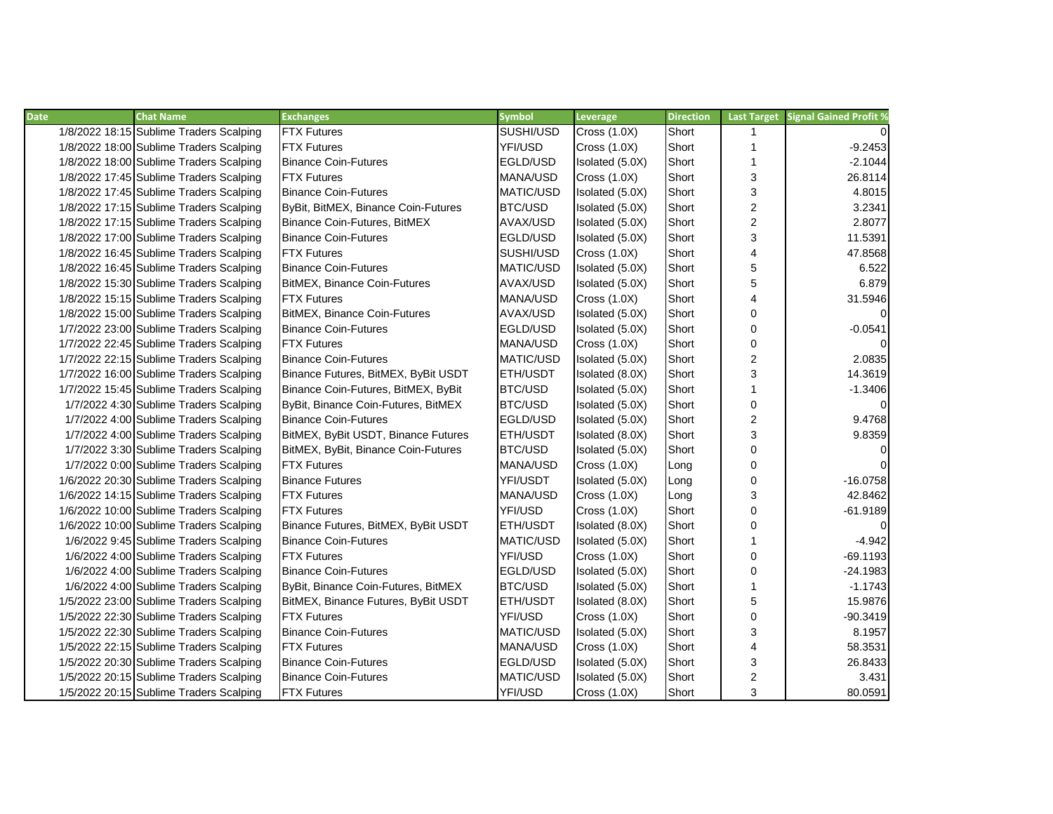| Date | Chat Name | Exchanges | Symbol | Leverage | Direction | Last Target | Signal Gained Profit % |
|---|---|---|---|---|---|---|---|
| 1/8/2022 18:15 | Sublime Traders Scalping | FTX Futures | SUSHI/USD | Cross (1.0X) | Short | 1 | 0 |
| 1/8/2022 18:00 | Sublime Traders Scalping | FTX Futures | YFI/USD | Cross (1.0X) | Short | 1 | -9.2453 |
| 1/8/2022 18:00 | Sublime Traders Scalping | Binance Coin-Futures | EGLD/USD | Isolated (5.0X) | Short | 1 | -2.1044 |
| 1/8/2022 17:45 | Sublime Traders Scalping | FTX Futures | MANA/USD | Cross (1.0X) | Short | 3 | 26.8114 |
| 1/8/2022 17:45 | Sublime Traders Scalping | Binance Coin-Futures | MATIC/USD | Isolated (5.0X) | Short | 3 | 4.8015 |
| 1/8/2022 17:15 | Sublime Traders Scalping | ByBit, BitMEX, Binance Coin-Futures | BTC/USD | Isolated (5.0X) | Short | 2 | 3.2341 |
| 1/8/2022 17:15 | Sublime Traders Scalping | Binance Coin-Futures, BitMEX | AVAX/USD | Isolated (5.0X) | Short | 2 | 2.8077 |
| 1/8/2022 17:00 | Sublime Traders Scalping | Binance Coin-Futures | EGLD/USD | Isolated (5.0X) | Short | 3 | 11.5391 |
| 1/8/2022 16:45 | Sublime Traders Scalping | FTX Futures | SUSHI/USD | Cross (1.0X) | Short | 4 | 47.8568 |
| 1/8/2022 16:45 | Sublime Traders Scalping | Binance Coin-Futures | MATIC/USD | Isolated (5.0X) | Short | 5 | 6.522 |
| 1/8/2022 15:30 | Sublime Traders Scalping | BitMEX, Binance Coin-Futures | AVAX/USD | Isolated (5.0X) | Short | 5 | 6.879 |
| 1/8/2022 15:15 | Sublime Traders Scalping | FTX Futures | MANA/USD | Cross (1.0X) | Short | 4 | 31.5946 |
| 1/8/2022 15:00 | Sublime Traders Scalping | BitMEX, Binance Coin-Futures | AVAX/USD | Isolated (5.0X) | Short | 0 | 0 |
| 1/7/2022 23:00 | Sublime Traders Scalping | Binance Coin-Futures | EGLD/USD | Isolated (5.0X) | Short | 0 | -0.0541 |
| 1/7/2022 22:45 | Sublime Traders Scalping | FTX Futures | MANA/USD | Cross (1.0X) | Short | 0 | 0 |
| 1/7/2022 22:15 | Sublime Traders Scalping | Binance Coin-Futures | MATIC/USD | Isolated (5.0X) | Short | 2 | 2.0835 |
| 1/7/2022 16:00 | Sublime Traders Scalping | Binance Futures, BitMEX, ByBit USDT | ETH/USDT | Isolated (8.0X) | Short | 3 | 14.3619 |
| 1/7/2022 15:45 | Sublime Traders Scalping | Binance Coin-Futures, BitMEX, ByBit | BTC/USD | Isolated (5.0X) | Short | 1 | -1.3406 |
| 1/7/2022 4:30 | Sublime Traders Scalping | ByBit, Binance Coin-Futures, BitMEX | BTC/USD | Isolated (5.0X) | Short | 0 | 0 |
| 1/7/2022 4:00 | Sublime Traders Scalping | Binance Coin-Futures | EGLD/USD | Isolated (5.0X) | Short | 2 | 9.4768 |
| 1/7/2022 4:00 | Sublime Traders Scalping | BitMEX, ByBit USDT, Binance Futures | ETH/USDT | Isolated (8.0X) | Short | 3 | 9.8359 |
| 1/7/2022 3:30 | Sublime Traders Scalping | BitMEX, ByBit, Binance Coin-Futures | BTC/USD | Isolated (5.0X) | Short | 0 | 0 |
| 1/7/2022 0:00 | Sublime Traders Scalping | FTX Futures | MANA/USD | Cross (1.0X) | Long | 0 | 0 |
| 1/6/2022 20:30 | Sublime Traders Scalping | Binance Futures | YFI/USDT | Isolated (5.0X) | Long | 0 | -16.0758 |
| 1/6/2022 14:15 | Sublime Traders Scalping | FTX Futures | MANA/USD | Cross (1.0X) | Long | 3 | 42.8462 |
| 1/6/2022 10:00 | Sublime Traders Scalping | FTX Futures | YFI/USD | Cross (1.0X) | Short | 0 | -61.9189 |
| 1/6/2022 10:00 | Sublime Traders Scalping | Binance Futures, BitMEX, ByBit USDT | ETH/USDT | Isolated (8.0X) | Short | 0 | 0 |
| 1/6/2022 9:45 | Sublime Traders Scalping | Binance Coin-Futures | MATIC/USD | Isolated (5.0X) | Short | 1 | -4.942 |
| 1/6/2022 4:00 | Sublime Traders Scalping | FTX Futures | YFI/USD | Cross (1.0X) | Short | 0 | -69.1193 |
| 1/6/2022 4:00 | Sublime Traders Scalping | Binance Coin-Futures | EGLD/USD | Isolated (5.0X) | Short | 0 | -24.1983 |
| 1/6/2022 4:00 | Sublime Traders Scalping | ByBit, Binance Coin-Futures, BitMEX | BTC/USD | Isolated (5.0X) | Short | 1 | -1.1743 |
| 1/5/2022 23:00 | Sublime Traders Scalping | BitMEX, Binance Futures, ByBit USDT | ETH/USDT | Isolated (8.0X) | Short | 5 | 15.9876 |
| 1/5/2022 22:30 | Sublime Traders Scalping | FTX Futures | YFI/USD | Cross (1.0X) | Short | 0 | -90.3419 |
| 1/5/2022 22:30 | Sublime Traders Scalping | Binance Coin-Futures | MATIC/USD | Isolated (5.0X) | Short | 3 | 8.1957 |
| 1/5/2022 22:15 | Sublime Traders Scalping | FTX Futures | MANA/USD | Cross (1.0X) | Short | 4 | 58.3531 |
| 1/5/2022 20:30 | Sublime Traders Scalping | Binance Coin-Futures | EGLD/USD | Isolated (5.0X) | Short | 3 | 26.8433 |
| 1/5/2022 20:15 | Sublime Traders Scalping | Binance Coin-Futures | MATIC/USD | Isolated (5.0X) | Short | 2 | 3.431 |
| 1/5/2022 20:15 | Sublime Traders Scalping | FTX Futures | YFI/USD | Cross (1.0X) | Short | 3 | 80.0591 |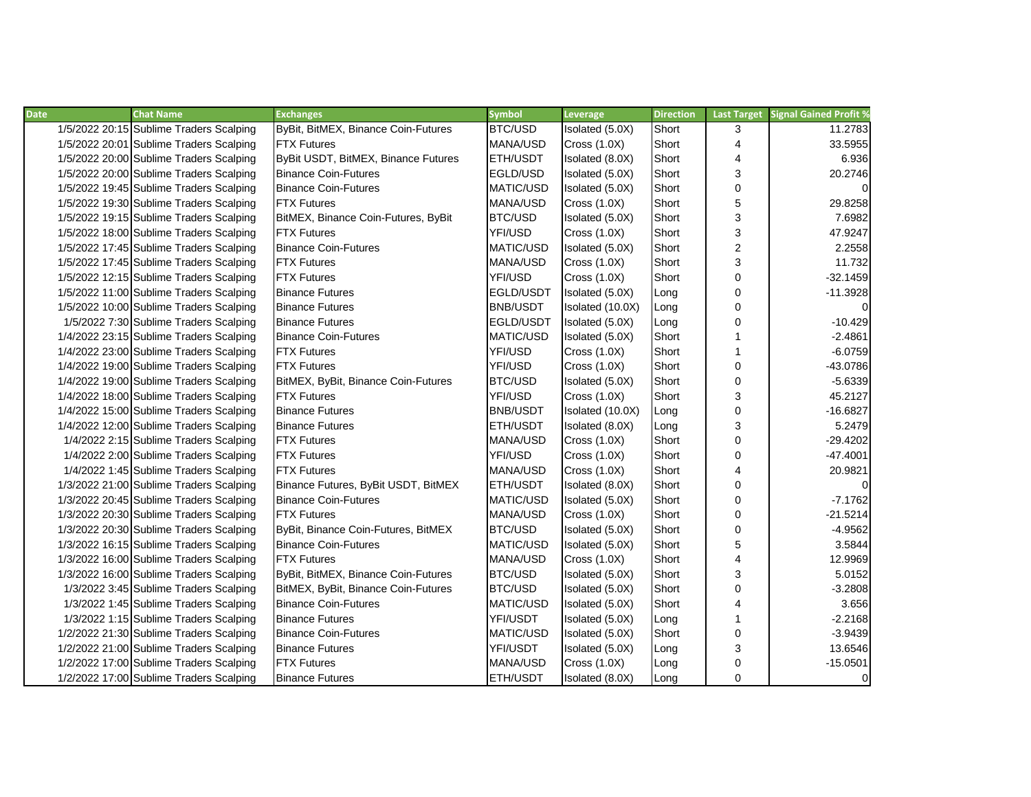| Date | Chat Name | Exchanges | Symbol | Leverage | Direction | Last Target | Signal Gained Profit % |
|---|---|---|---|---|---|---|---|
| 1/5/2022 20:15 | Sublime Traders Scalping | ByBit, BitMEX, Binance Coin-Futures | BTC/USD | Isolated (5.0X) | Short | 3 | 11.2783 |
| 1/5/2022 20:01 | Sublime Traders Scalping | FTX Futures | MANA/USD | Cross (1.0X) | Short | 4 | 33.5955 |
| 1/5/2022 20:00 | Sublime Traders Scalping | ByBit USDT, BitMEX, Binance Futures | ETH/USDT | Isolated (8.0X) | Short | 4 | 6.936 |
| 1/5/2022 20:00 | Sublime Traders Scalping | Binance Coin-Futures | EGLD/USD | Isolated (5.0X) | Short | 3 | 20.2746 |
| 1/5/2022 19:45 | Sublime Traders Scalping | Binance Coin-Futures | MATIC/USD | Isolated (5.0X) | Short | 0 | 0 |
| 1/5/2022 19:30 | Sublime Traders Scalping | FTX Futures | MANA/USD | Cross (1.0X) | Short | 5 | 29.8258 |
| 1/5/2022 19:15 | Sublime Traders Scalping | BitMEX, Binance Coin-Futures, ByBit | BTC/USD | Isolated (5.0X) | Short | 3 | 7.6982 |
| 1/5/2022 18:00 | Sublime Traders Scalping | FTX Futures | YFI/USD | Cross (1.0X) | Short | 3 | 47.9247 |
| 1/5/2022 17:45 | Sublime Traders Scalping | Binance Coin-Futures | MATIC/USD | Isolated (5.0X) | Short | 2 | 2.2558 |
| 1/5/2022 17:45 | Sublime Traders Scalping | FTX Futures | MANA/USD | Cross (1.0X) | Short | 3 | 11.732 |
| 1/5/2022 12:15 | Sublime Traders Scalping | FTX Futures | YFI/USD | Cross (1.0X) | Short | 0 | -32.1459 |
| 1/5/2022 11:00 | Sublime Traders Scalping | Binance Futures | EGLD/USDT | Isolated (5.0X) | Long | 0 | -11.3928 |
| 1/5/2022 10:00 | Sublime Traders Scalping | Binance Futures | BNB/USDT | Isolated (10.0X) | Long | 0 | 0 |
| 1/5/2022 7:30 | Sublime Traders Scalping | Binance Futures | EGLD/USDT | Isolated (5.0X) | Long | 0 | -10.429 |
| 1/4/2022 23:15 | Sublime Traders Scalping | Binance Coin-Futures | MATIC/USD | Isolated (5.0X) | Short | 1 | -2.4861 |
| 1/4/2022 23:00 | Sublime Traders Scalping | FTX Futures | YFI/USD | Cross (1.0X) | Short | 1 | -6.0759 |
| 1/4/2022 19:00 | Sublime Traders Scalping | FTX Futures | YFI/USD | Cross (1.0X) | Short | 0 | -43.0786 |
| 1/4/2022 19:00 | Sublime Traders Scalping | BitMEX, ByBit, Binance Coin-Futures | BTC/USD | Isolated (5.0X) | Short | 0 | -5.6339 |
| 1/4/2022 18:00 | Sublime Traders Scalping | FTX Futures | YFI/USD | Cross (1.0X) | Short | 3 | 45.2127 |
| 1/4/2022 15:00 | Sublime Traders Scalping | Binance Futures | BNB/USDT | Isolated (10.0X) | Long | 0 | -16.6827 |
| 1/4/2022 12:00 | Sublime Traders Scalping | Binance Futures | ETH/USDT | Isolated (8.0X) | Long | 3 | 5.2479 |
| 1/4/2022 2:15 | Sublime Traders Scalping | FTX Futures | MANA/USD | Cross (1.0X) | Short | 0 | -29.4202 |
| 1/4/2022 2:00 | Sublime Traders Scalping | FTX Futures | YFI/USD | Cross (1.0X) | Short | 0 | -47.4001 |
| 1/4/2022 1:45 | Sublime Traders Scalping | FTX Futures | MANA/USD | Cross (1.0X) | Short | 4 | 20.9821 |
| 1/3/2022 21:00 | Sublime Traders Scalping | Binance Futures, ByBit USDT, BitMEX | ETH/USDT | Isolated (8.0X) | Short | 0 | 0 |
| 1/3/2022 20:45 | Sublime Traders Scalping | Binance Coin-Futures | MATIC/USD | Isolated (5.0X) | Short | 0 | -7.1762 |
| 1/3/2022 20:30 | Sublime Traders Scalping | FTX Futures | MANA/USD | Cross (1.0X) | Short | 0 | -21.5214 |
| 1/3/2022 20:30 | Sublime Traders Scalping | ByBit, Binance Coin-Futures, BitMEX | BTC/USD | Isolated (5.0X) | Short | 0 | -4.9562 |
| 1/3/2022 16:15 | Sublime Traders Scalping | Binance Coin-Futures | MATIC/USD | Isolated (5.0X) | Short | 5 | 3.5844 |
| 1/3/2022 16:00 | Sublime Traders Scalping | FTX Futures | MANA/USD | Cross (1.0X) | Short | 4 | 12.9969 |
| 1/3/2022 16:00 | Sublime Traders Scalping | ByBit, BitMEX, Binance Coin-Futures | BTC/USD | Isolated (5.0X) | Short | 3 | 5.0152 |
| 1/3/2022 3:45 | Sublime Traders Scalping | BitMEX, ByBit, Binance Coin-Futures | BTC/USD | Isolated (5.0X) | Short | 0 | -3.2808 |
| 1/3/2022 1:45 | Sublime Traders Scalping | Binance Coin-Futures | MATIC/USD | Isolated (5.0X) | Short | 4 | 3.656 |
| 1/3/2022 1:15 | Sublime Traders Scalping | Binance Futures | YFI/USDT | Isolated (5.0X) | Long | 1 | -2.2168 |
| 1/2/2022 21:30 | Sublime Traders Scalping | Binance Coin-Futures | MATIC/USD | Isolated (5.0X) | Short | 0 | -3.9439 |
| 1/2/2022 21:00 | Sublime Traders Scalping | Binance Futures | YFI/USDT | Isolated (5.0X) | Long | 3 | 13.6546 |
| 1/2/2022 17:00 | Sublime Traders Scalping | FTX Futures | MANA/USD | Cross (1.0X) | Long | 0 | -15.0501 |
| 1/2/2022 17:00 | Sublime Traders Scalping | Binance Futures | ETH/USDT | Isolated (8.0X) | Long | 0 | 0 |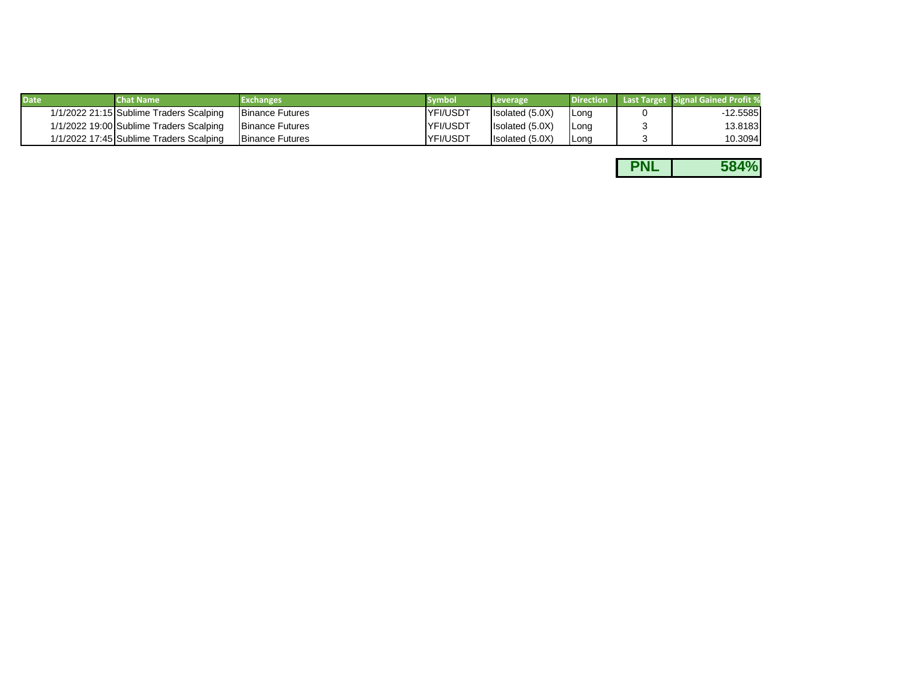| Date | Chat Name | Exchanges | Symbol | Leverage | Direction | Last Target | Signal Gained Profit % |
|---|---|---|---|---|---|---|---|
| 1/1/2022 21:15 | Sublime Traders Scalping | Binance Futures | YFI/USDT | Isolated (5.0X) | Long | 0 | -12.5585 |
| 1/1/2022 19:00 | Sublime Traders Scalping | Binance Futures | YFI/USDT | Isolated (5.0X) | Long | 3 | 13.8183 |
| 1/1/2022 17:45 | Sublime Traders Scalping | Binance Futures | YFI/USDT | Isolated (5.0X) | Long | 3 | 10.3094 |

| | |
|---|---|
| **PNL** | **584%** |